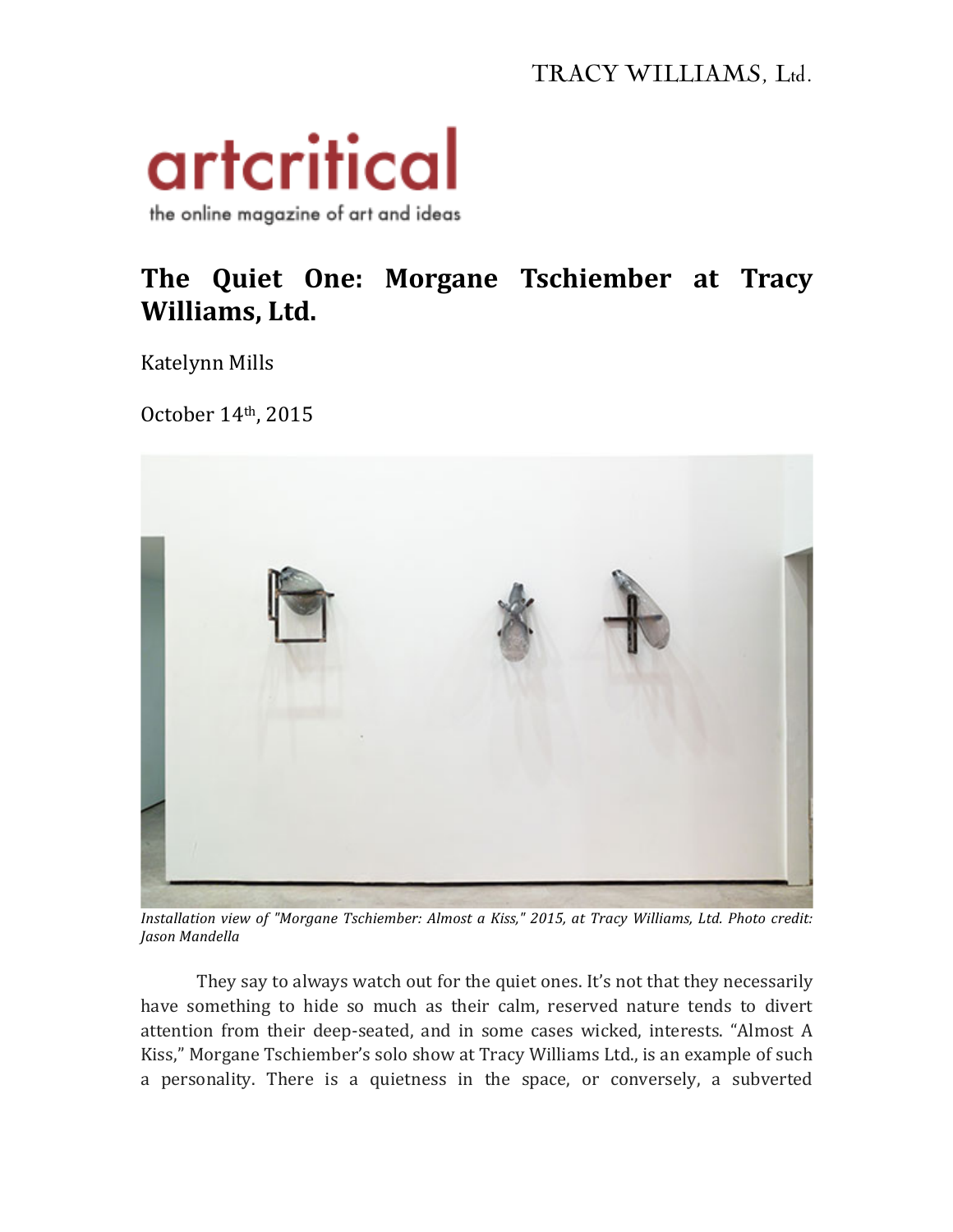TRACY WILLIAMS, Ltd.

artcritical

the online magazine of art and ideas

# The Quiet One: Morgane Tschiember at Tracy Williams, Ltd.

Katelynn Mills

October 14th, 2015

*Installation view of "Morgane Tschiember: Almost a Kiss," 2015, at Tracy Williams, Ltd. Photo credit: Jason Mandella*

They say to always watch out for the quiet ones. It's not that they necessarily have something to hide so much as their calm, reserved nature tends to divert attention from their deep-seated, and in some cases wicked, interests. "Almost A Kiss," Morgane Tschiember's solo show at Tracy Williams Ltd., is an example of such a personality. There is a quietness in the space, or conversely, a subverted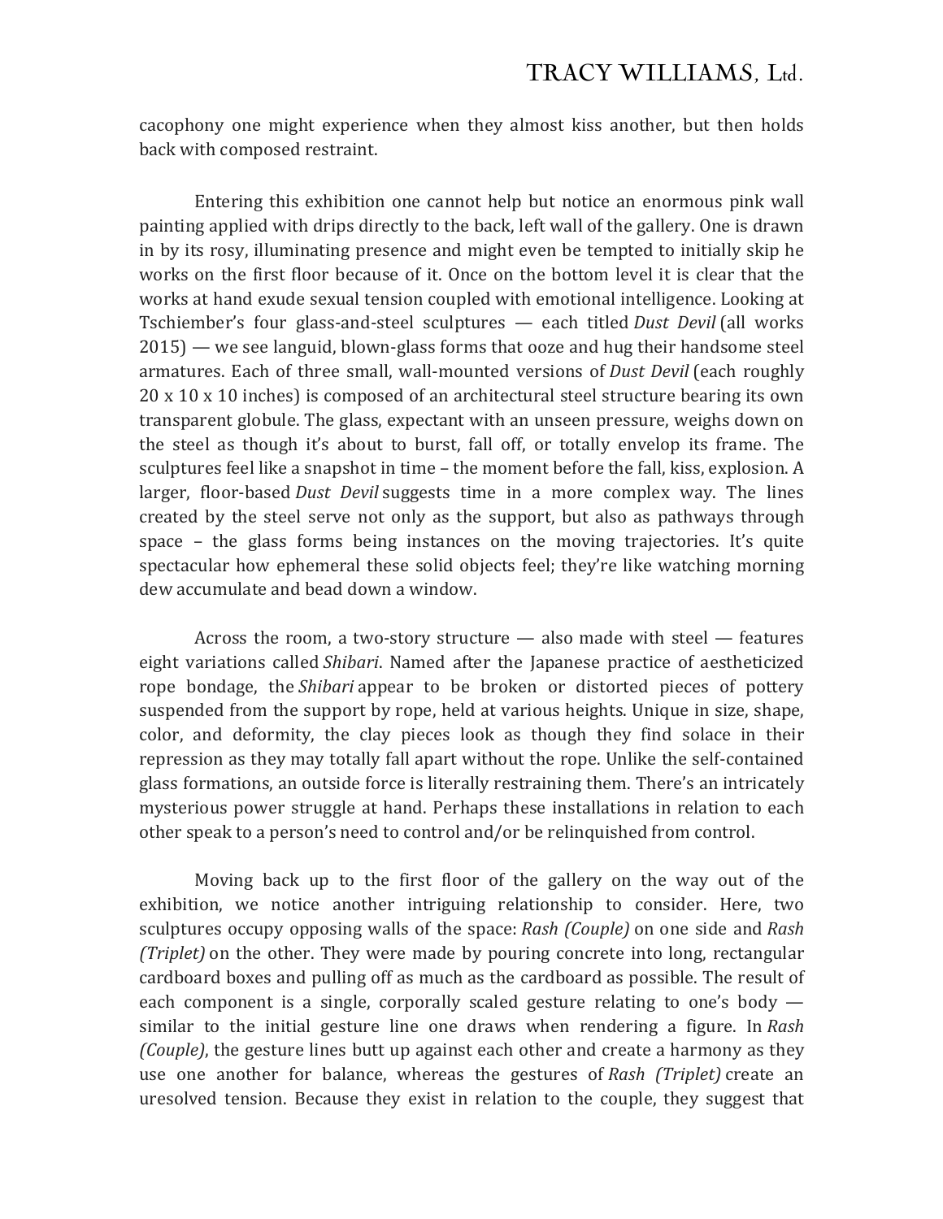cacophony one might experience when they almost kiss another, but then holds back with composed restraint.

Entering this exhibition one cannot help but notice an enormous pink wall painting applied with drips directly to the back, left wall of the gallery. One is drawn in by its rosy, illuminating presence and might even be tempted to initially skip he works on the first floor because of it. Once on the bottom level it is clear that the works at hand exude sexual tension coupled with emotional intelligence. Looking at Tschiember's four glass-and-steel sculptures — each titled *Dust Devil* (all works 2015) — we see languid, blown-glass forms that ooze and hug their handsome steel armatures. Each of three small, wall-mounted versions of *Dust Devil* (each roughly 20 x 10 x 10 inches) is composed of an architectural steel structure bearing its own transparent globule. The glass, expectant with an unseen pressure, weighs down on the steel as though it's about to burst, fall off, or totally envelop its frame. The sculptures feel like a snapshot in time – the moment before the fall, kiss, explosion. A larger, floor-based *Dust Devil* suggests time in a more complex way. The lines created by the steel serve not only as the support, but also as pathways through space – the glass forms being instances on the moving trajectories. It's quite spectacular how ephemeral these solid objects feel; they're like watching morning dew accumulate and bead down a window.

Across the room, a two-story structure — also made with steel — features eight variations called *Shibari*. Named after the Japanese practice of aestheticized rope bondage, the *Shibari* appear to be broken or distorted pieces of pottery suspended from the support by rope, held at various heights. Unique in size, shape, color, and deformity, the clay pieces look as though they find solace in their repression as they may totally fall apart without the rope. Unlike the self-contained glass formations, an outside force is literally restraining them. There's an intricately mysterious power struggle at hand. Perhaps these installations in relation to each other speak to a person's need to control and/or be relinquished from control.

Moving back up to the first floor of the gallery on the way out of the exhibition, we notice another intriguing relationship to consider. Here, two sculptures occupy opposing walls of the space: *Rash (Couple)* on one side and *Rash (Triplet)* on the other. They were made by pouring concrete into long, rectangular cardboard boxes and pulling off as much as the cardboard as possible. The result of each component is a single, corporally scaled gesture relating to one's body — similar to the initial gesture line one draws when rendering a figure. In *Rash (Couple)*, the gesture lines butt up against each other and create a harmony as they use one another for balance, whereas the gestures of *Rash (Triplet)* create an uresolved tension. Because they exist in relation to the couple, they suggest that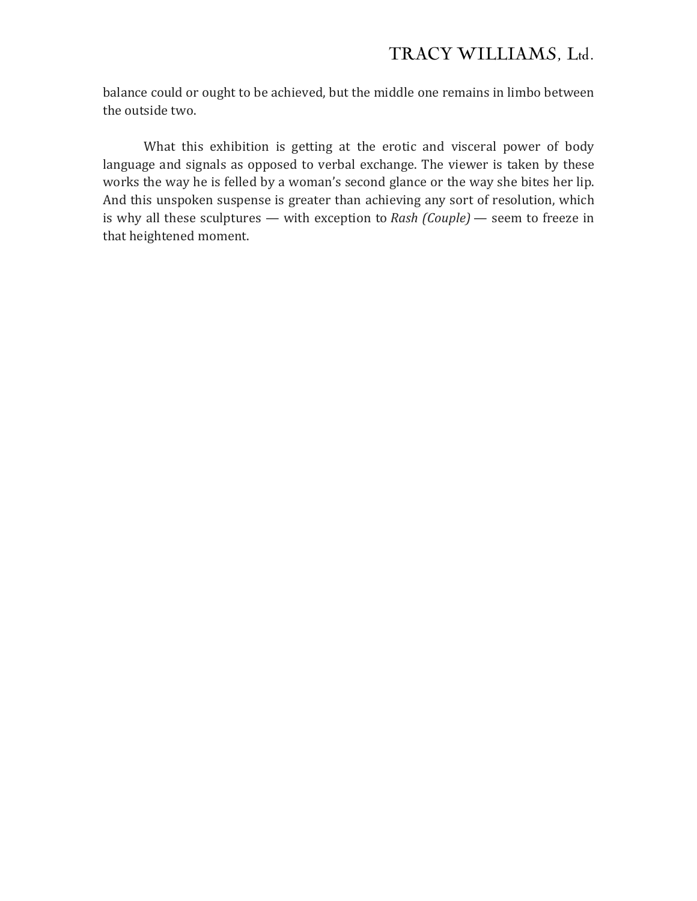balance could or ought to be achieved, but the middle one remains in limbo between the outside two.

What this exhibition is getting at the erotic and visceral power of body language and signals as opposed to verbal exchange. The viewer is taken by these works the way he is felled by a woman's second glance or the way she bites her lip. And this unspoken suspense is greater than achieving any sort of resolution, which is why all these sculptures — with exception to *Rash (Couple)* — seem to freeze in that heightened moment.